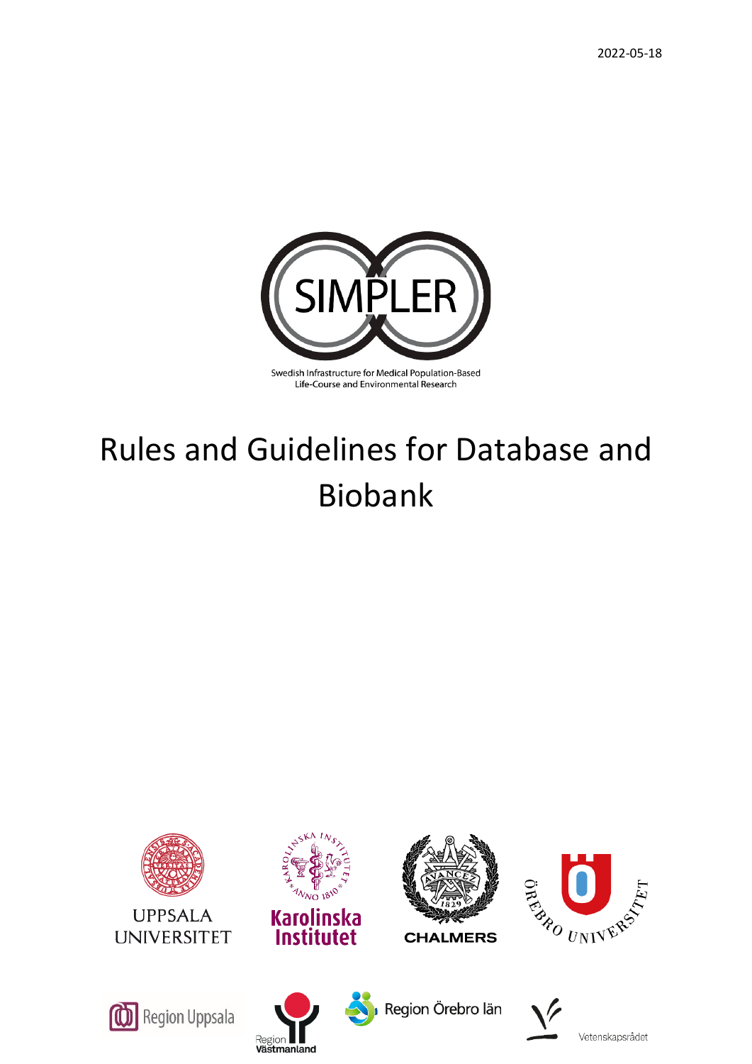2022-05-18

SIMPLER

Swedish Infrastructure for Medical Population-Based Life-Course and Environmental Research

# Rules and Guidelines for Database and Biobank

UPPSALA UNIVERSITET

Karolinska Institutet

CHALMERS

ÖREBRO UNIVERSITET

Region Uppsala

Region Västmanland

Region Örebro län

Vetenskapsrådet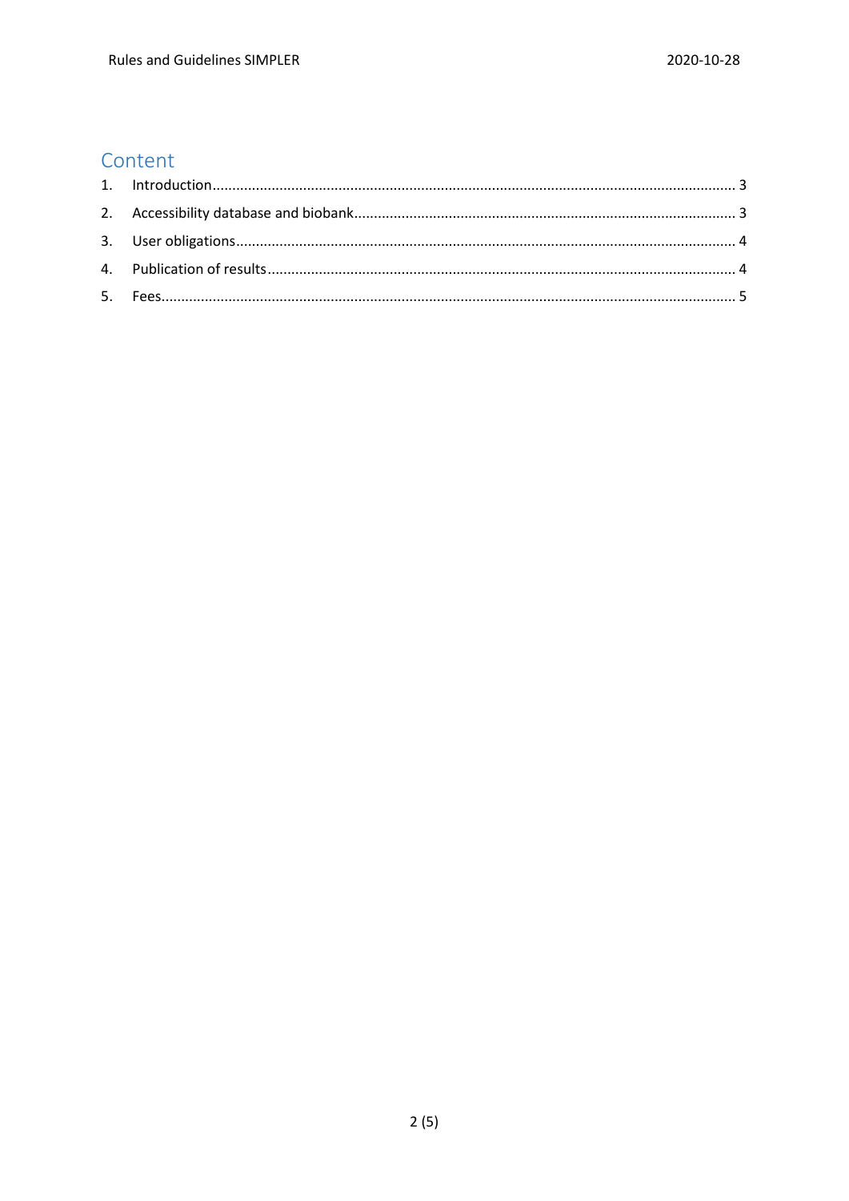## Content

1. Introduction ........................................................................................................................ 3
2. Accessibility database and biobank ................................................................................... 3
3. User obligations ................................................................................................................. 4
4. Publication of results ......................................................................................................... 4
5. Fees .................................................................................................................................... 5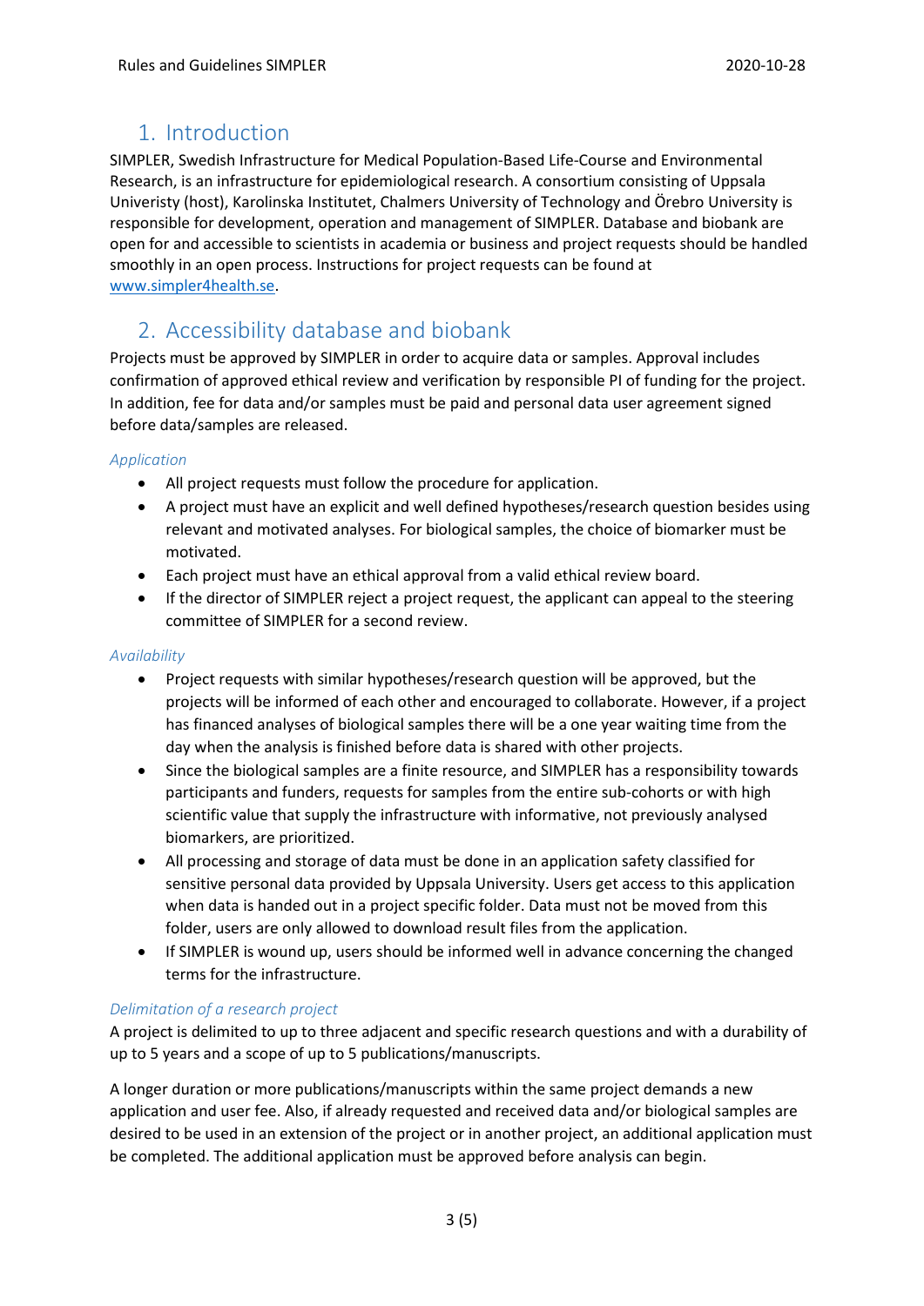## 1. Introduction

SIMPLER, Swedish Infrastructure for Medical Population-Based Life-Course and Environmental Research, is an infrastructure for epidemiological research. A consortium consisting of Uppsala Univeristy (host), Karolinska Institutet, Chalmers University of Technology and Örebro University is responsible for development, operation and management of SIMPLER. Database and biobank are open for and accessible to scientists in academia or business and project requests should be handled smoothly in an open process. Instructions for project requests can be found at [www.simpler4health.se](http://www.simpler4health.se).

## 2. Accessibility database and biobank

Projects must be approved by SIMPLER in order to acquire data or samples. Approval includes confirmation of approved ethical review and verification by responsible PI of funding for the project. In addition, fee for data and/or samples must be paid and personal data user agreement signed before data/samples are released.

### *Application*

- All project requests must follow the procedure for application.
- A project must have an explicit and well defined hypotheses/research question besides using relevant and motivated analyses. For biological samples, the choice of biomarker must be motivated.
- Each project must have an ethical approval from a valid ethical review board.
- If the director of SIMPLER reject a project request, the applicant can appeal to the steering committee of SIMPLER for a second review.

### *Availability*

- Project requests with similar hypotheses/research question will be approved, but the projects will be informed of each other and encouraged to collaborate. However, if a project has financed analyses of biological samples there will be a one year waiting time from the day when the analysis is finished before data is shared with other projects.
- Since the biological samples are a finite resource, and SIMPLER has a responsibility towards participants and funders, requests for samples from the entire sub-cohorts or with high scientific value that supply the infrastructure with informative, not previously analysed biomarkers, are prioritized.
- All processing and storage of data must be done in an application safety classified for sensitive personal data provided by Uppsala University. Users get access to this application when data is handed out in a project specific folder. Data must not be moved from this folder, users are only allowed to download result files from the application.
- If SIMPLER is wound up, users should be informed well in advance concerning the changed terms for the infrastructure.

### *Delimitation of a research project*

A project is delimited to up to three adjacent and specific research questions and with a durability of up to 5 years and a scope of up to 5 publications/manuscripts.

A longer duration or more publications/manuscripts within the same project demands a new application and user fee. Also, if already requested and received data and/or biological samples are desired to be used in an extension of the project or in another project, an additional application must be completed. The additional application must be approved before analysis can begin.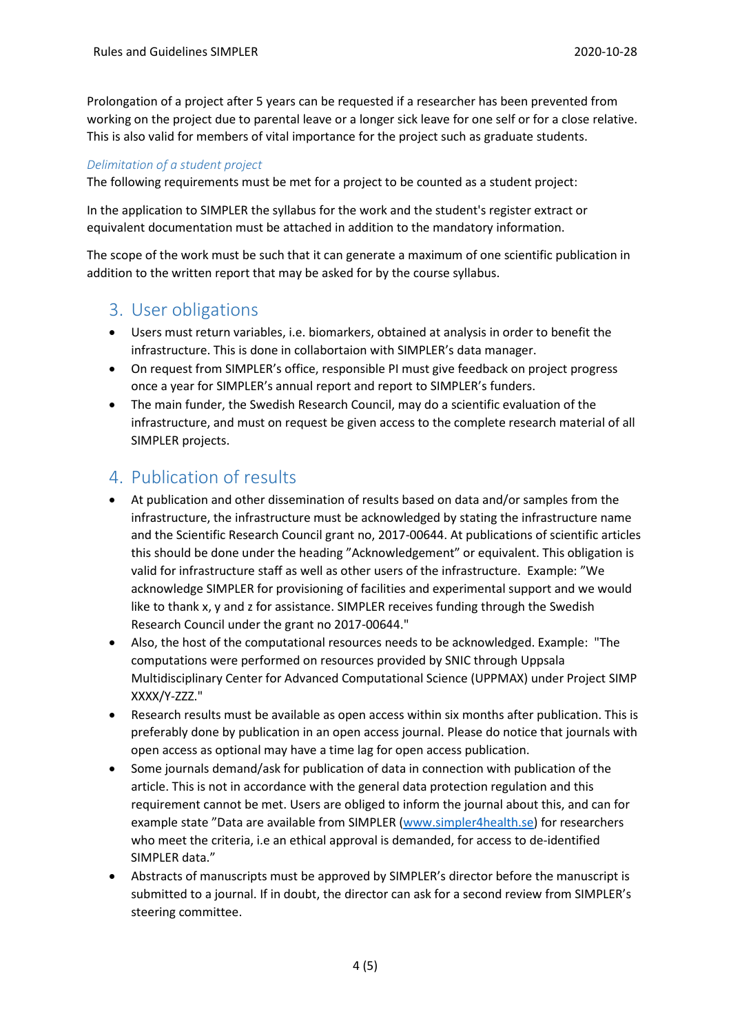Prolongation of a project after 5 years can be requested if a researcher has been prevented from working on the project due to parental leave or a longer sick leave for one self or for a close relative. This is also valid for members of vital importance for the project such as graduate students.

*Delimitation of a student project*

The following requirements must be met for a project to be counted as a student project:

In the application to SIMPLER the syllabus for the work and the student's register extract or equivalent documentation must be attached in addition to the mandatory information.

The scope of the work must be such that it can generate a maximum of one scientific publication in addition to the written report that may be asked for by the course syllabus.

## 3. User obligations

- Users must return variables, i.e. biomarkers, obtained at analysis in order to benefit the infrastructure. This is done in collabortaion with SIMPLER's data manager.
- On request from SIMPLER's office, responsible PI must give feedback on project progress once a year for SIMPLER's annual report and report to SIMPLER's funders.
- The main funder, the Swedish Research Council, may do a scientific evaluation of the infrastructure, and must on request be given access to the complete research material of all SIMPLER projects.

## 4. Publication of results

- At publication and other dissemination of results based on data and/or samples from the infrastructure, the infrastructure must be acknowledged by stating the infrastructure name and the Scientific Research Council grant no, 2017-00644. At publications of scientific articles this should be done under the heading ”Acknowledgement” or equivalent. This obligation is valid for infrastructure staff as well as other users of the infrastructure. Example: ”We acknowledge SIMPLER for provisioning of facilities and experimental support and we would like to thank x, y and z for assistance. SIMPLER receives funding through the Swedish Research Council under the grant no 2017-00644."
- Also, the host of the computational resources needs to be acknowledged. Example: "The computations were performed on resources provided by SNIC through Uppsala Multidisciplinary Center for Advanced Computational Science (UPPMAX) under Project SIMP XXXX/Y-ZZZ."
- Research results must be available as open access within six months after publication. This is preferably done by publication in an open access journal. Please do notice that journals with open access as optional may have a time lag for open access publication.
- Some journals demand/ask for publication of data in connection with publication of the article. This is not in accordance with the general data protection regulation and this requirement cannot be met. Users are obliged to inform the journal about this, and can for example state ”Data are available from SIMPLER (www.simpler4health.se) for researchers who meet the criteria, i.e an ethical approval is demanded, for access to de-identified SIMPLER data.”
- Abstracts of manuscripts must be approved by SIMPLER's director before the manuscript is submitted to a journal. If in doubt, the director can ask for a second review from SIMPLER's steering committee.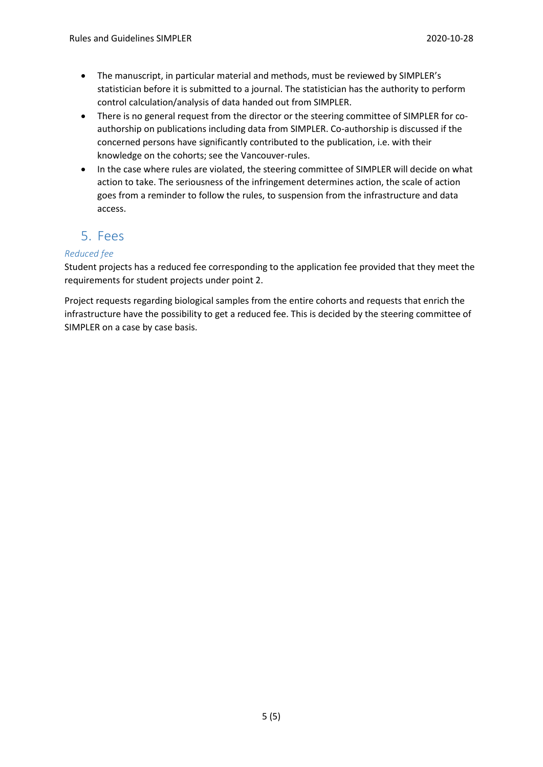- The manuscript, in particular material and methods, must be reviewed by SIMPLER's statistician before it is submitted to a journal. The statistician has the authority to perform control calculation/analysis of data handed out from SIMPLER.
- There is no general request from the director or the steering committee of SIMPLER for co-authorship on publications including data from SIMPLER. Co-authorship is discussed if the concerned persons have significantly contributed to the publication, i.e. with their knowledge on the cohorts; see the Vancouver-rules.
- In the case where rules are violated, the steering committee of SIMPLER will decide on what action to take. The seriousness of the infringement determines action, the scale of action goes from a reminder to follow the rules, to suspension from the infrastructure and data access.

## 5. Fees

*Reduced fee*

Student projects has a reduced fee corresponding to the application fee provided that they meet the requirements for student projects under point 2.

Project requests regarding biological samples from the entire cohorts and requests that enrich the infrastructure have the possibility to get a reduced fee. This is decided by the steering committee of SIMPLER on a case by case basis.